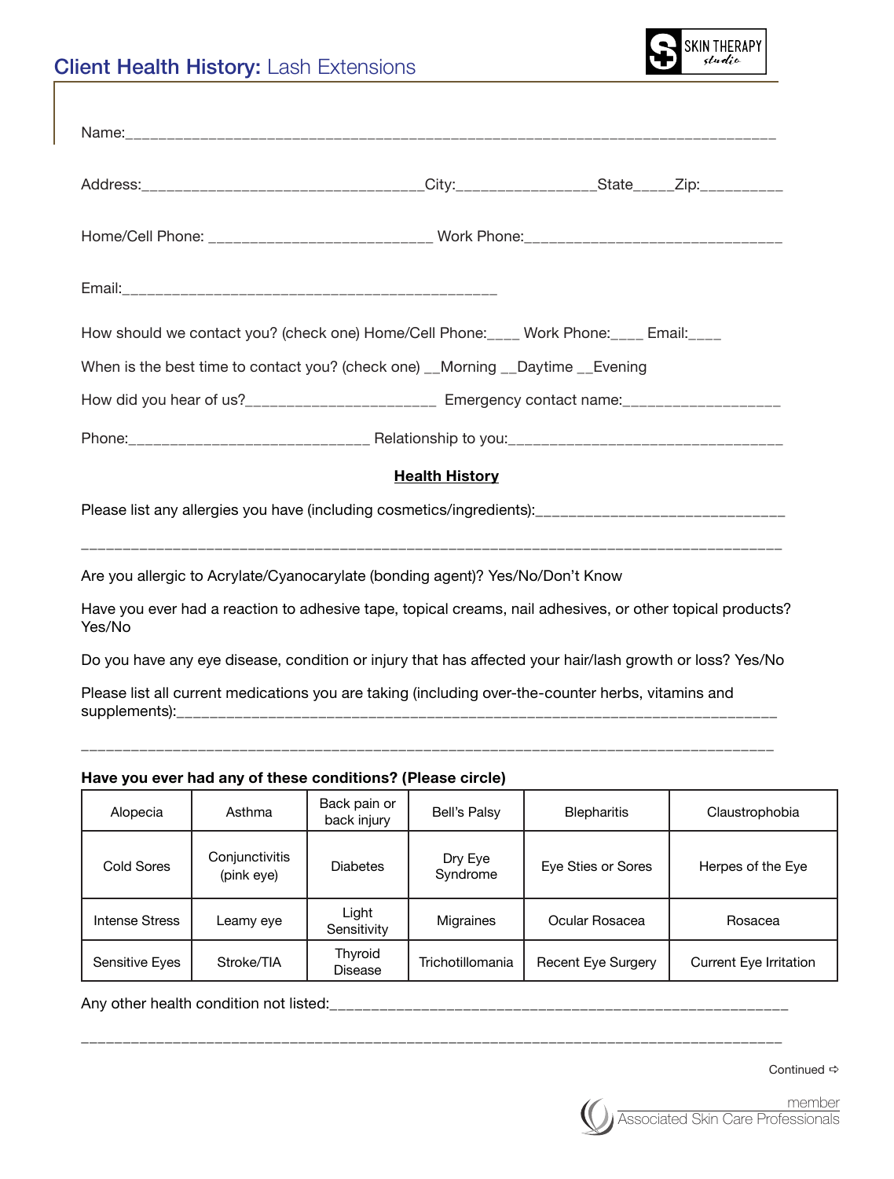# **Client Health History:** Lash Extensions

SKIN THERAPY studio

Name:_______________________________________________________________________________

Address:___________________________________City:________________State_____Zip:__________

Home/Cell Phone: ___________________________ Work Phone:_______________________________

Email:______________________________________________

How should we contact you? (check one) Home/Cell Phone:____ Work Phone:____ Email:____

When is the best time to contact you? (check one) __Morning __Daytime __Evening

How did you hear of us?_______________________ Emergency contact name:___________________

Phone:______________________________ Relationship to you:_________________________________

**Health History**

Please list any allergies you have (including cosmetics/ingredients):_______________________________

_____________________________________________________________________________________

Are you allergic to Acrylate/Cyanocarylate (bonding agent)? Yes/No/Don't Know

Have you ever had a reaction to adhesive tape, topical creams, nail adhesives, or other topical products? Yes/No

Do you have any eye disease, condition or injury that has affected your hair/lash growth or loss? Yes/No

Please list all current medications you are taking (including over-the-counter herbs, vitamins and supplements):__________________________________________________________________________

_____________________________________________________________________________________

**Have you ever had any of these conditions? (Please circle)**

| Alopecia | Asthma | Back pain or back injury | Bell's Palsy | Blepharitis | Claustrophobia |
|---|---|---|---|---|---|
| Cold Sores | Conjunctivitis (pink eye) | Diabetes | Dry Eye Syndrome | Eye Sties or Sores | Herpes of the Eye |
| Intense Stress | Leamy eye | Light Sensitivity | Migraines | Ocular Rosacea | Rosacea |
| Sensitive Eyes | Stroke/TIA | Thyroid Disease | Trichotillomania | Recent Eye Surgery | Current Eye Irritation |

Any other health condition not listed:____________________________________________________________

_____________________________________________________________________________________

Continued ➪

member Associated Skin Care Professionals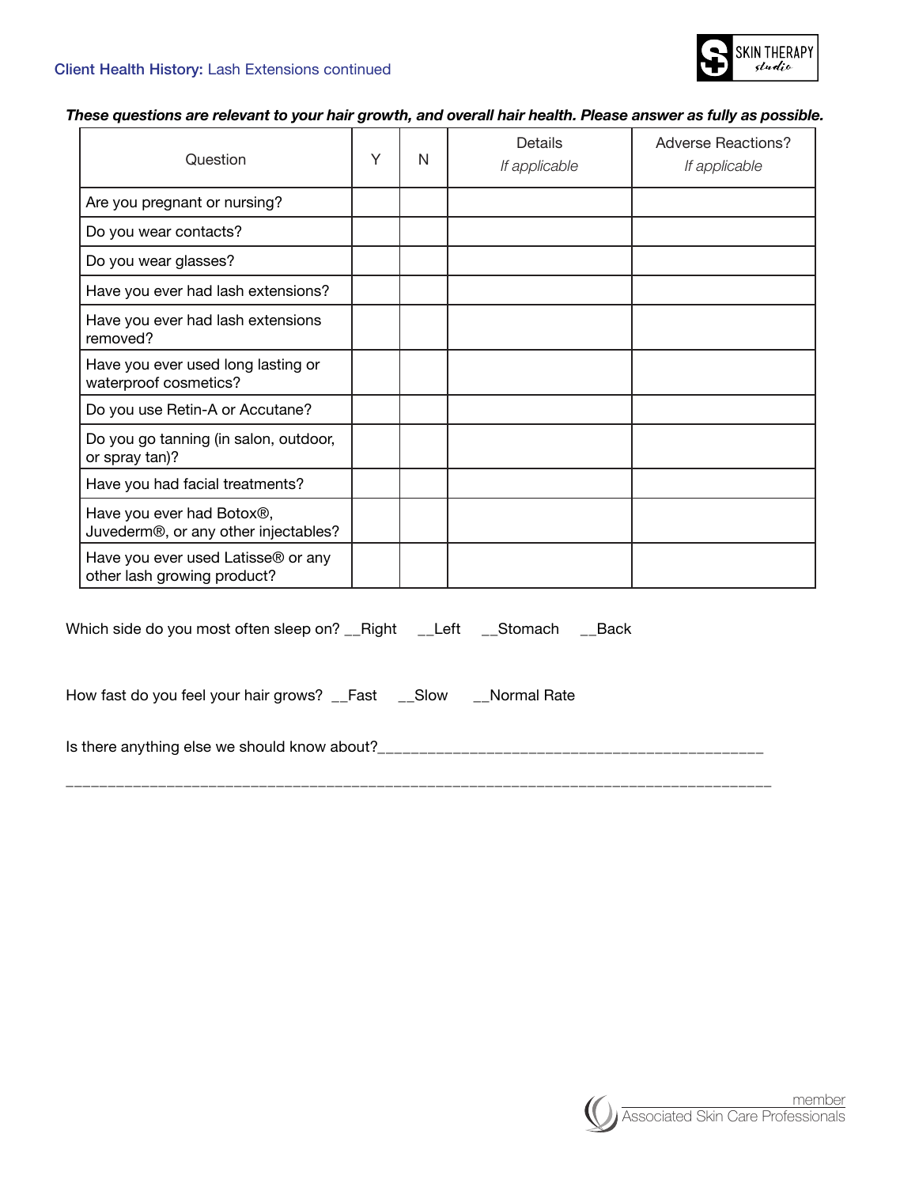## Client Health History: Lash Extensions continued

***These questions are relevant to your hair growth, and overall hair health. Please answer as fully as possible.***

| Question | Y | N | Details *If applicable* | Adverse Reactions? *If applicable* |
|---|---|---|---|---|
| Are you pregnant or nursing? | | | | |
| Do you wear contacts? | | | | |
| Do you wear glasses? | | | | |
| Have you ever had lash extensions? | | | | |
| Have you ever had lash extensions removed? | | | | |
| Have you ever used long lasting or waterproof cosmetics? | | | | |
| Do you use Retin-A or Accutane? | | | | |
| Do you go tanning (in salon, outdoor, or spray tan)? | | | | |
| Have you had facial treatments? | | | | |
| Have you ever had Botox®, Juvederm®, or any other injectables? | | | | |
| Have you ever used Latisse® or any other lash growing product? | | | | |

Which side do you most often sleep on? __Right __Left __Stomach __Back

How fast do you feel your hair grows? __Fast __Slow __Normal Rate

Is there anything else we should know about?_____________________________________________

_____________________________________________________________________________________

member Associated Skin Care Professionals